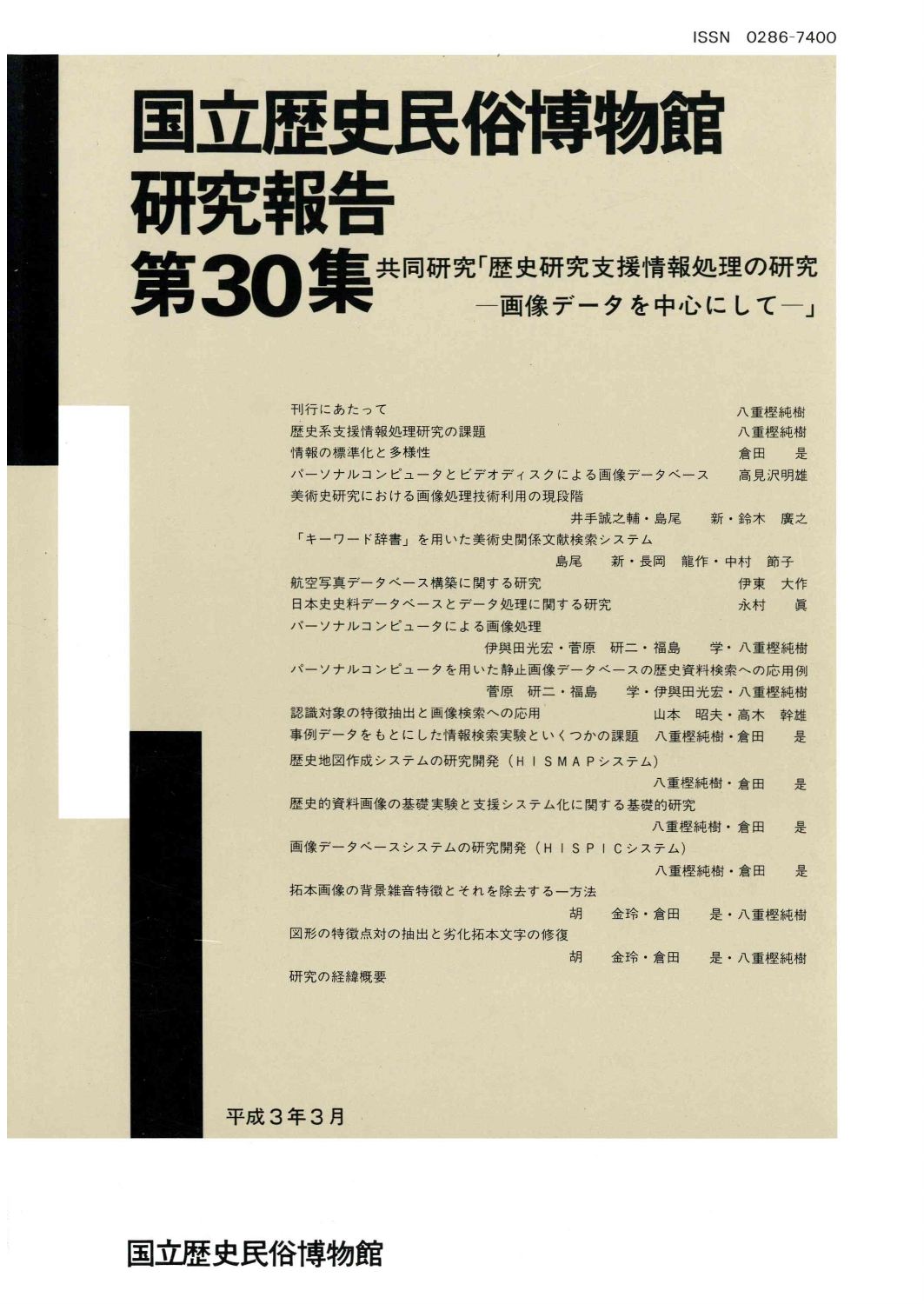ISSN 0286-7400

# 国立歴史民俗博物館研究報告

# 第30集 共同研究「歴史研究支援情報処理の研究 ―画像データを中心にして―」

刊行にあたって　　八重樫純樹

歴史系支援情報処理研究の課題　　八重樫純樹

情報の標準化と多様性　　倉田　是

パーソナルコンピュータとビデオディスクによる画像データベース　　高見沢明雄

美術史研究における画像処理技術利用の現段階　　井手誠之輔・島尾　新・鈴木　廣之

「キーワード辞書」を用いた美術史関係文献検索システム　　島尾　新・長岡　龍作・中村　節子

航空写真データベース構築に関する研究　　伊東　大作

日本史史料データベースとデータ処理に関する研究　　永村　眞

パーソナルコンピュータによる画像処理　　伊與田光宏・菅原　研二・福島　学・八重樫純樹

パーソナルコンピュータを用いた静止画像データベースの歴史資料検索への応用例　　菅原　研二・福島　学・伊與田光宏・八重樫純樹

認識対象の特徴抽出と画像検索への応用　　山本　昭夫・高木　幹雄

事例データをもとにした情報検索実験といくつかの課題　　八重樫純樹・倉田　是

歴史地図作成システムの研究開発（ＨＩＳＭＡＰシステム）　　八重樫純樹・倉田　是

歴史的資料画像の基礎実験と支援システム化に関する基礎的研究　　八重樫純樹・倉田　是

画像データベースシステムの研究開発（ＨＩＳＰＩＣシステム）　　八重樫純樹・倉田　是

拓本画像の背景雑音特徴とそれを除去する一方法　　胡　金玲・倉田　是・八重樫純樹

図形の特徴点対の抽出と劣化拓本文字の修復　　胡　金玲・倉田　是・八重樫純樹

研究の経緯概要

平成３年３月

国立歴史民俗博物館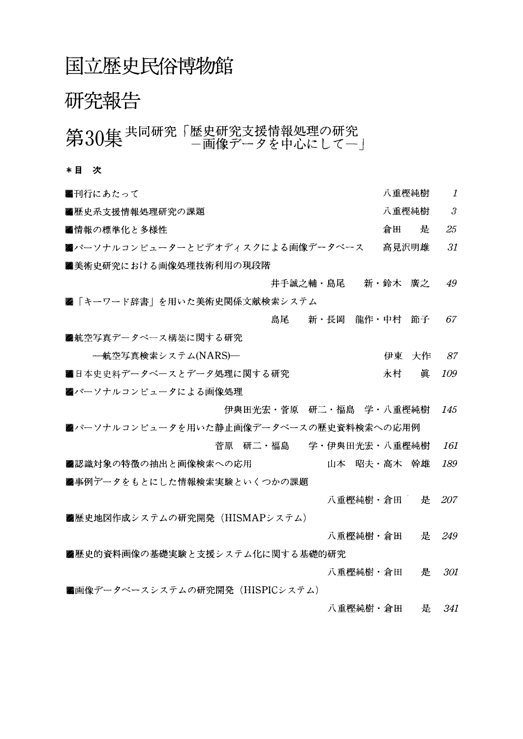# 国立歴史民俗博物館

# 研究報告

## 第30集 共同研究「歴史研究支援情報処理の研究 －画像データを中心にして－」

**＊目　次**

■刊行にあたって　八重樫純樹　*1*

■歴史系支援情報処理研究の課題　八重樫純樹　*3*

■情報の標準化と多様性　倉田　是　*25*

■パーソナルコンピューターとビデオディスクによる画像データベース　高見沢明雄　*31*

■美術史研究における画像処理技術利用の現段階
井手誠之輔・島尾　新・鈴木　廣之　*49*

■「キーワード辞書」を用いた美術史関係文献検索システム
島尾　新・長岡　龍作・中村　節子　*67*

■航空写真データベース構築に関する研究
—航空写真検索システム(NARS)—　伊東　大作　*87*

■日本史史料データベースとデータ処理に関する研究　永村　眞　*109*

■パーソナルコンピュータによる画像処理
伊與田光宏・菅原　研二・福島　学・八重樫純樹　*145*

■パーソナルコンピュータを用いた静止画像データベースの歴史資料検索への応用例
菅原　研二・福島　学・伊與田光宏・八重樫純樹　*161*

■認識対象の特徴の抽出と画像検索への応用　山本　昭夫・高木　幹雄　*189*

■事例データをもとにした情報検索実験といくつかの課題
八重樫純樹・倉田　是　*207*

■歴史地図作成システムの研究開発（HISMAPシステム）
八重樫純樹・倉田　是　*249*

■歴史的資料画像の基礎実験と支援システム化に関する基礎的研究
八重樫純樹・倉田　是　*301*

■画像データベースシステムの研究開発（HISPICシステム）
八重樫純樹・倉田　是　*341*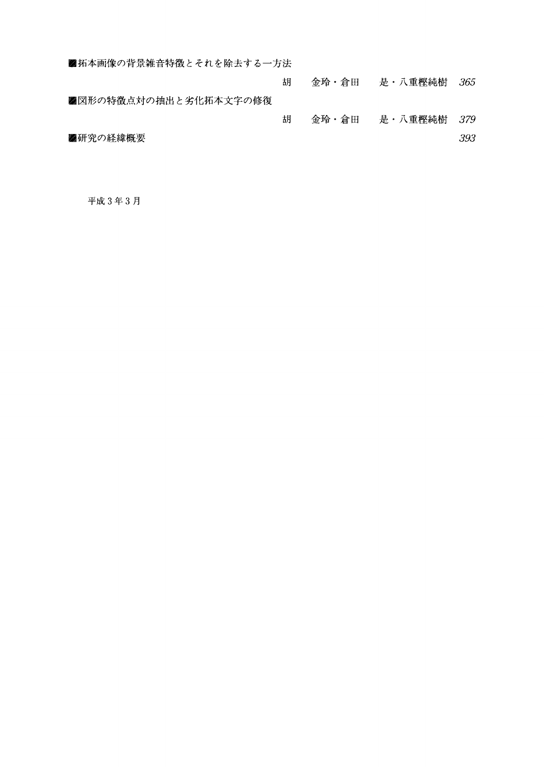■拓本画像の背景雑音特徴とそれを除去する一方法

胡　金玲・倉田　是・八重樫純樹　*365*

■図形の特徴点対の抽出と劣化拓本文字の修復

胡　金玲・倉田　是・八重樫純樹　*379*

■研究の経緯概要　*393*

平成 3 年 3 月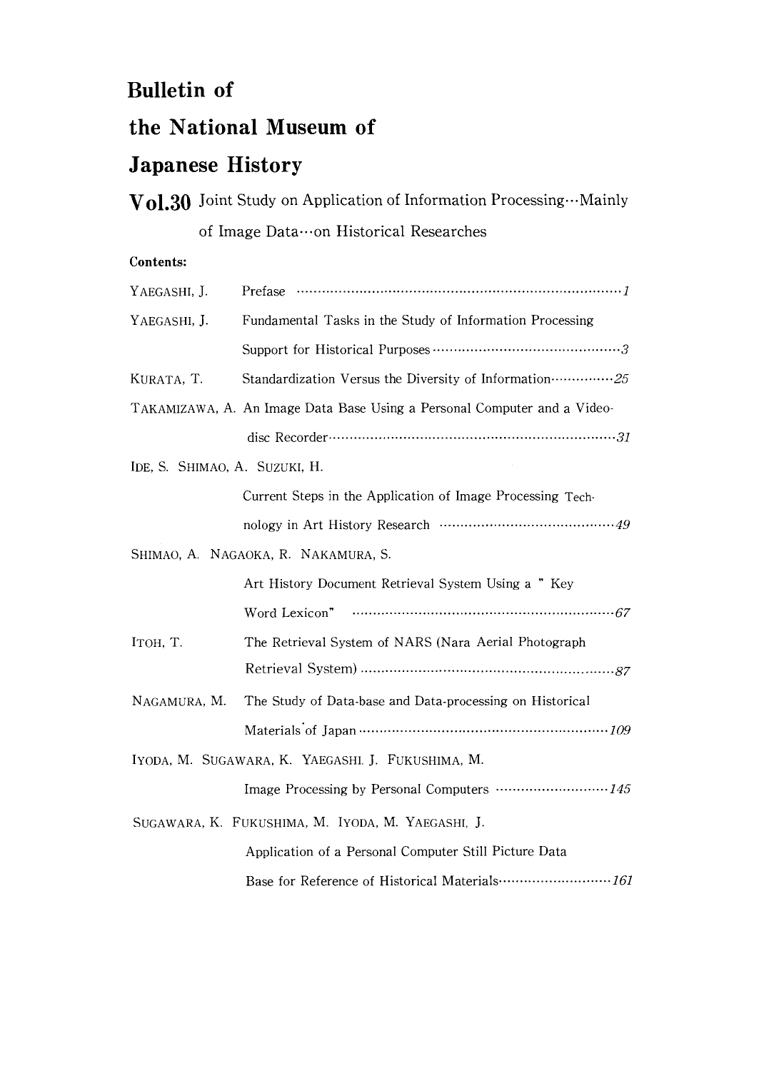# Bulletin of the National Museum of Japanese History

## Vol.30 Joint Study on Application of Information Processing…Mainly of Image Data…on Historical Researches

**Contents:**

YAEGASHI, J. Prefase ……………………………………………………………………… *1*

YAEGASHI, J. Fundamental Tasks in the Study of Information Processing Support for Historical Purposes ……………………………………… *3*

KURATA, T. Standardization Versus the Diversity of Information …………… *25*

TAKAMIZAWA, A. An Image Data Base Using a Personal Computer and a Video-disc Recorder ……………………………………………………………… *31*

IDE, S. SHIMAO, A. SUZUKI, H.
Current Steps in the Application of Image Processing Technology in Art History Research ……………………………………… *49*

SHIMAO, A. NAGAOKA, R. NAKAMURA, S.
Art History Document Retrieval System Using a " Key Word Lexicon" ……………………………………………………………… *67*

ITOH, T. The Retrieval System of NARS (Nara Aerial Photograph Retrieval System) ……………………………………………………… *87*

NAGAMURA, M. The Study of Data-base and Data-processing on Historical Materials of Japan …………………………………………………… *109*

IYODA, M. SUGAWARA, K. YAEGASHI. J. FUKUSHIMA, M.
Image Processing by Personal Computers ……………………… *145*

SUGAWARA, K. FUKUSHIMA, M. IYODA, M. YAEGASHI, J.
Application of a Personal Computer Still Picture Data Base for Reference of Historical Materials ……………………… *161*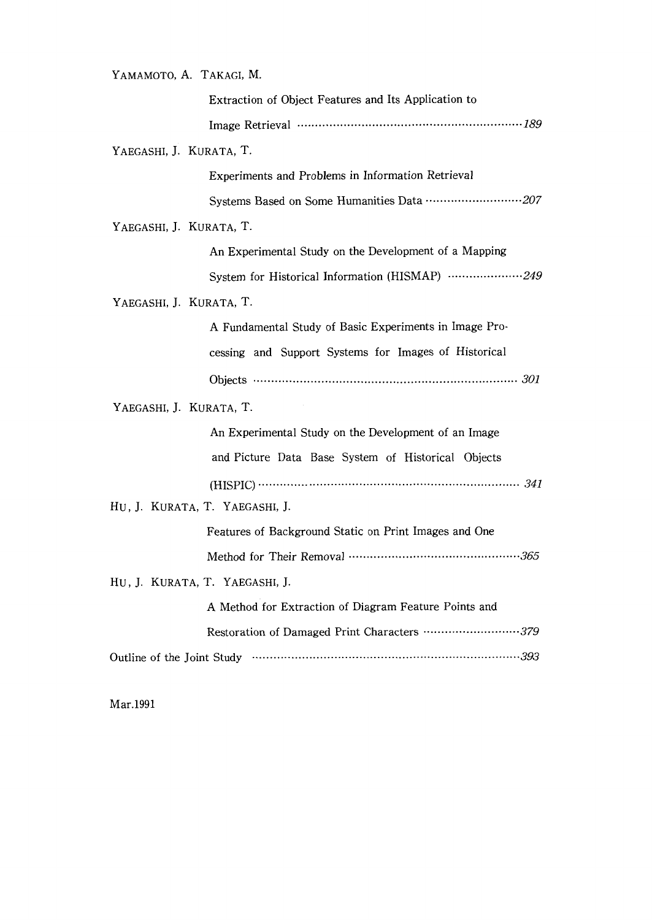YAMAMOTO, A. TAKAGI, M.

Extraction of Object Features and Its Application to Image Retrieval ............ *189*

YAEGASHI, J. KURATA, T.

Experiments and Problems in Information Retrieval Systems Based on Some Humanities Data ............ *207*

YAEGASHI, J. KURATA, T.

An Experimental Study on the Development of a Mapping System for Historical Information (HISMAP) ............ *249*

YAEGASHI, J. KURATA, T.

A Fundamental Study of Basic Experiments in Image Processing and Support Systems for Images of Historical Objects ............ *301*

YAEGASHI, J. KURATA, T.

An Experimental Study on the Development of an Image and Picture Data Base System of Historical Objects (HISPIC) ............ *341*

HU, J. KURATA, T. YAEGASHI, J.

Features of Background Static on Print Images and One Method for Their Removal ............ *365*

HU, J. KURATA, T. YAEGASHI, J.

A Method for Extraction of Diagram Feature Points and Restoration of Damaged Print Characters ............ *379*

Outline of the Joint Study ............ *393*

Mar.1991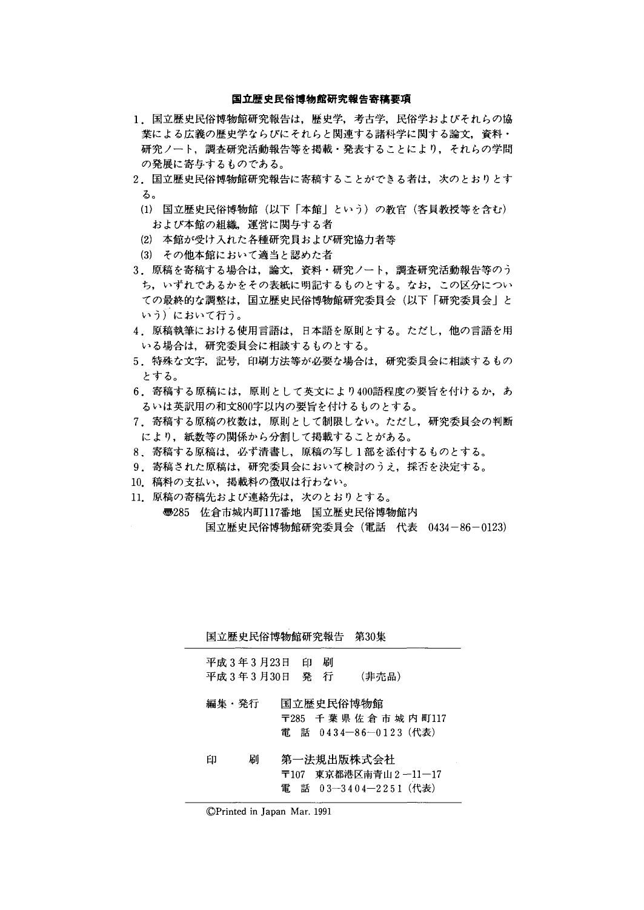## 国立歴史民俗博物館研究報告寄稿要項

1．国立歴史民俗博物館研究報告は，歴史学，考古学，民俗学およびそれらの協業による広義の歴史学ならびにそれらと関連する諸科学に関する論文，資料・研究ノート，調査研究活動報告等を掲載・発表することにより，それらの学問の発展に寄与するものである。

2．国立歴史民俗博物館研究報告に寄稿することができる者は，次のとおりとする。

　(1) 国立歴史民俗博物館（以下「本館」という）の教官（客員教授等を含む）および本館の組織，運営に関与する者

　(2) 本館が受け入れた各種研究員および研究協力者等

　(3) その他本館において適当と認めた者

3．原稿を寄稿する場合は，論文，資料・研究ノート，調査研究活動報告等のうち，いずれであるかをその表紙に明記するものとする。なお，この区分についての最終的な調整は，国立歴史民俗博物館研究委員会（以下「研究委員会」という）において行う。

4．原稿執筆における使用言語は，日本語を原則とする。ただし，他の言語を用いる場合は，研究委員会に相談するものとする。

5．特殊な文字，記号，印刷方法等が必要な場合は，研究委員会に相談するものとする。

6．寄稿する原稿には，原則として英文により400語程度の要旨を付けるか，あるいは英訳用の和文800字以内の要旨を付けるものとする。

7．寄稿する原稿の枚数は，原則として制限しない。ただし，研究委員会の判断により，紙数等の関係から分割して掲載することがある。

8．寄稿する原稿は，必ず清書し，原稿の写し1部を添付するものとする。

9．寄稿された原稿は，研究委員会において検討のうえ，採否を決定する。

10．稿料の支払い，掲載料の徴収は行わない。

11．原稿の寄稿先および連絡先は，次のとおりとする。

〠285　佐倉市城内町117番地　国立歴史民俗博物館内
国立歴史民俗博物館研究委員会（電話　代表　0434－86－0123）

---

国立歴史民俗博物館研究報告　第30集

平成3年3月23日　印　刷
平成3年3月30日　発　行　　（非売品）

編集・発行　国立歴史民俗博物館
〒285　千葉県佐倉市城内町117
電　話　0434－86－0123（代表）

印　　刷　第一法規出版株式会社
〒107　東京都港区南青山2－11－17
電　話　03－3404－2251（代表）

©Printed in Japan Mar. 1991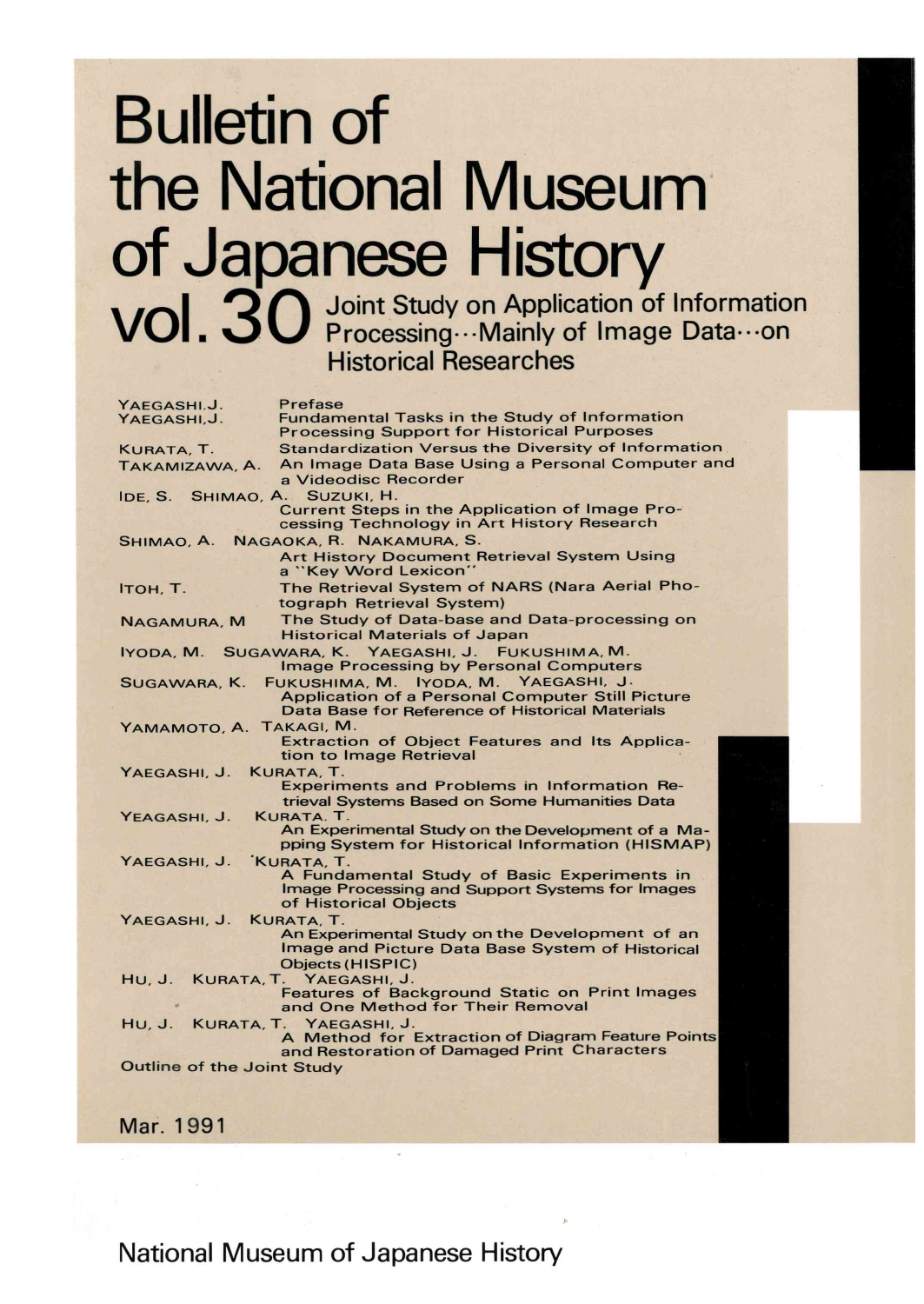# Bulletin of the National Museum of Japanese History

# vol. 30

## Joint Study on Application of Information Processing…Mainly of Image Data…on Historical Researches

YAEGASHI.J. — Prefase

YAEGASHI,J. — Fundamental Tasks in the Study of Information Processing Support for Historical Purposes

KURATA, T. — Standardization Versus the Diversity of Information

TAKAMIZAWA, A. — An Image Data Base Using a Personal Computer and a Videodisc Recorder

IDE, S. SHIMAO, A. SUZUKI, H.
Current Steps in the Application of Image Processing Technology in Art History Research

SHIMAO, A. NAGAOKA, R. NAKAMURA, S.
Art History Document Retrieval System Using a "Key Word Lexicon"

ITOH, T. — The Retrieval System of NARS (Nara Aerial Photograph Retrieval System)

NAGAMURA, M — The Study of Data-base and Data-processing on Historical Materials of Japan

IYODA, M. SUGAWARA, K. YAEGASHI, J. FUKUSHIMA, M.
Image Processing by Personal Computers

SUGAWARA, K. FUKUSHIMA, M. IYODA, M. YAEGASHI, J.
Application of a Personal Computer Still Picture Data Base for Reference of Historical Materials

YAMAMOTO, A. TAKAGI, M.
Extraction of Object Features and Its Application to Image Retrieval

YAEGASHI, J. KURATA, T.
Experiments and Problems in Information Retrieval Systems Based on Some Humanities Data

YEAGASHI, J. KURATA. T.
An Experimental Study on the Development of a Mapping System for Historical Information (HISMAP)

YAEGASHI, J. 'KURATA, T.
A Fundamental Study of Basic Experiments in Image Processing and Support Systems for Images of Historical Objects

YAEGASHI, J. KURATA, T.
An Experimental Study on the Development of an Image and Picture Data Base System of Historical Objects (HISPIC)

HU, J. KURATA, T. YAEGASHI, J.
Features of Background Static on Print Images and One Method for Their Removal

HU, J. KURATA, T. YAEGASHI, J.
A Method for Extraction of Diagram Feature Points and Restoration of Damaged Print Characters

Outline of the Joint Study

Mar. 1991

National Museum of Japanese History